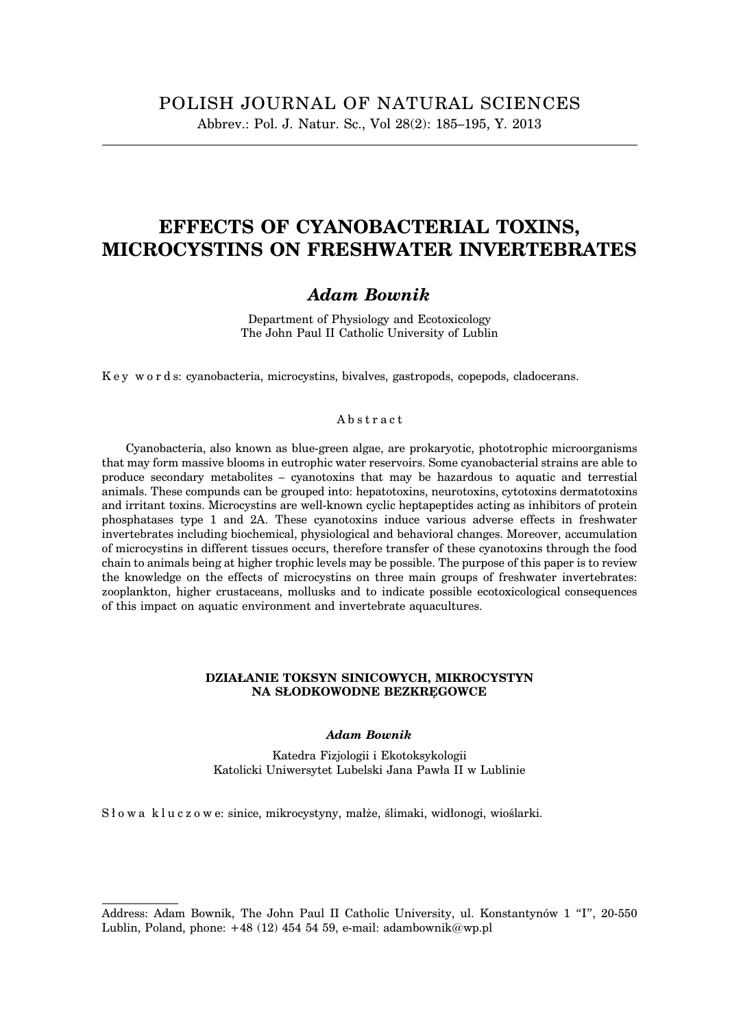# EFFECTS OF CYANOBACTERIAL TOXINS, MICROCYSTINS ON FRESHWATER INVERTEBRATES

## *Adam Bownik*

Department of Physiology and Ecotoxicology
The John Paul II Catholic University of Lublin

Key words: cyanobacteria, microcystins, bivalves, gastropods, copepods, cladocerans.

Abstract

Cyanobacteria, also known as blue-green algae, are prokaryotic, phototrophic microorganisms that may form massive blooms in eutrophic water reservoirs. Some cyanobacterial strains are able to produce secondary metabolites – cyanotoxins that may be hazardous to aquatic and terrestial animals. These compunds can be grouped into: hepatotoxins, neurotoxins, cytotoxins dermatotoxins and irritant toxins. Microcystins are well-known cyclic heptapeptides acting as inhibitors of protein phosphatases type 1 and 2A. These cyanotoxins induce various adverse effects in freshwater invertebrates including biochemical, physiological and behavioral changes. Moreover, accumulation of microcystins in different tissues occurs, therefore transfer of these cyanotoxins through the food chain to animals being at higher trophic levels may be possible. The purpose of this paper is to review the knowledge on the effects of microcystins on three main groups of freshwater invertebrates: zooplankton, higher crustaceans, mollusks and to indicate possible ecotoxicological consequences of this impact on aquatic environment and invertebrate aquacultures.

### DZIAŁANIE TOKSYN SINICOWYCH, MIKROCYSTYN NA SŁODKOWODNE BEZKRĘGOWCE

***Adam Bownik***

Katedra Fizjologii i Ekotoksykologii
Katolicki Uniwersytet Lubelski Jana Pawła II w Lublinie

Słowa kluczowe: sinice, mikrocystyny, małże, ślimaki, widłonogi, wioślarki.

Address: Adam Bownik, The John Paul II Catholic University, ul. Konstantynów 1 "I", 20-550 Lublin, Poland, phone: +48 (12) 454 54 59, e-mail: adambownik@wp.pl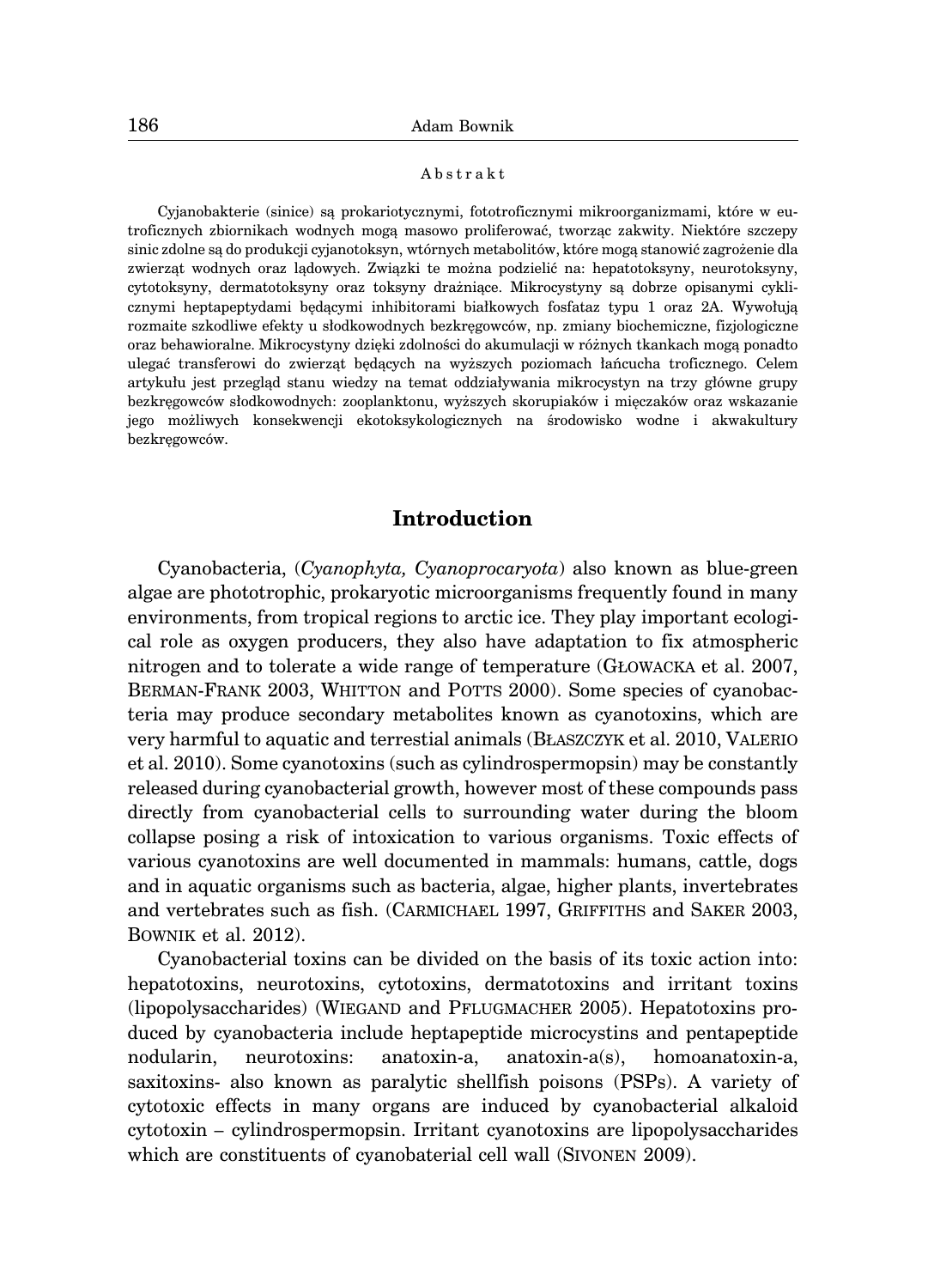Abstrakt

Cyjanobakterie (sinice) są prokariotycznymi, fototroficznymi mikroorganizmami, które w eutroficznych zbiornikach wodnych mogą masowo proliferować, tworząc zakwity. Niektóre szczepy sinic zdolne są do produkcji cyjanotoksyn, wtórnych metabolitów, które mogą stanowić zagrożenie dla zwierząt wodnych oraz lądowych. Związki te można podzielić na: hepatotoksyny, neurotoksyny, cytotoksyny, dermatotoksyny oraz toksyny drażniące. Mikrocystyny są dobrze opisanymi cyklicznymi heptapeptydami będącymi inhibitorami białkowych fosfataz typu 1 oraz 2A. Wywołują rozmaite szkodliwe efekty u słodkowodnych bezkręgowców, np. zmiany biochemiczne, fizjologiczne oraz behawioralne. Mikrocystyny dzięki zdolności do akumulacji w różnych tkankach mogą ponadto ulegać transferowi do zwierząt będących na wyższych poziomach łańcucha troficznego. Celem artykułu jest przegląd stanu wiedzy na temat oddziaływania mikrocystyn na trzy główne grupy bezkręgowców słodkowodnych: zooplanktonu, wyższych skorupiaków i mięczaków oraz wskazanie jego możliwych konsekwencji ekotoksykologicznych na środowisko wodne i akwakultury bezkręgowców.

## Introduction

Cyanobacteria, (*Cyanophyta, Cyanoprocaryota*) also known as blue-green algae are phototrophic, prokaryotic microorganisms frequently found in many environments, from tropical regions to arctic ice. They play important ecological role as oxygen producers, they also have adaptation to fix atmospheric nitrogen and to tolerate a wide range of temperature (GŁOWACKA et al. 2007, BERMAN-FRANK 2003, WHITTON and POTTS 2000). Some species of cyanobacteria may produce secondary metabolites known as cyanotoxins, which are very harmful to aquatic and terrestial animals (BŁASZCZYK et al. 2010, VALERIO et al. 2010). Some cyanotoxins (such as cylindrospermopsin) may be constantly released during cyanobacterial growth, however most of these compounds pass directly from cyanobacterial cells to surrounding water during the bloom collapse posing a risk of intoxication to various organisms. Toxic effects of various cyanotoxins are well documented in mammals: humans, cattle, dogs and in aquatic organisms such as bacteria, algae, higher plants, invertebrates and vertebrates such as fish. (CARMICHAEL 1997, GRIFFITHS and SAKER 2003, BOWNIK et al. 2012).

Cyanobacterial toxins can be divided on the basis of its toxic action into: hepatotoxins, neurotoxins, cytotoxins, dermatotoxins and irritant toxins (lipopolysaccharides) (WIEGAND and PFLUGMACHER 2005). Hepatotoxins produced by cyanobacteria include heptapeptide microcystins and pentapeptide nodularin, neurotoxins: anatoxin-a, anatoxin-a(s), homoanatoxin-a, saxitoxins- also known as paralytic shellfish poisons (PSPs). A variety of cytotoxic effects in many organs are induced by cyanobacterial alkaloid cytotoxin – cylindrospermopsin. Irritant cyanotoxins are lipopolysaccharides which are constituents of cyanobaterial cell wall (SIVONEN 2009).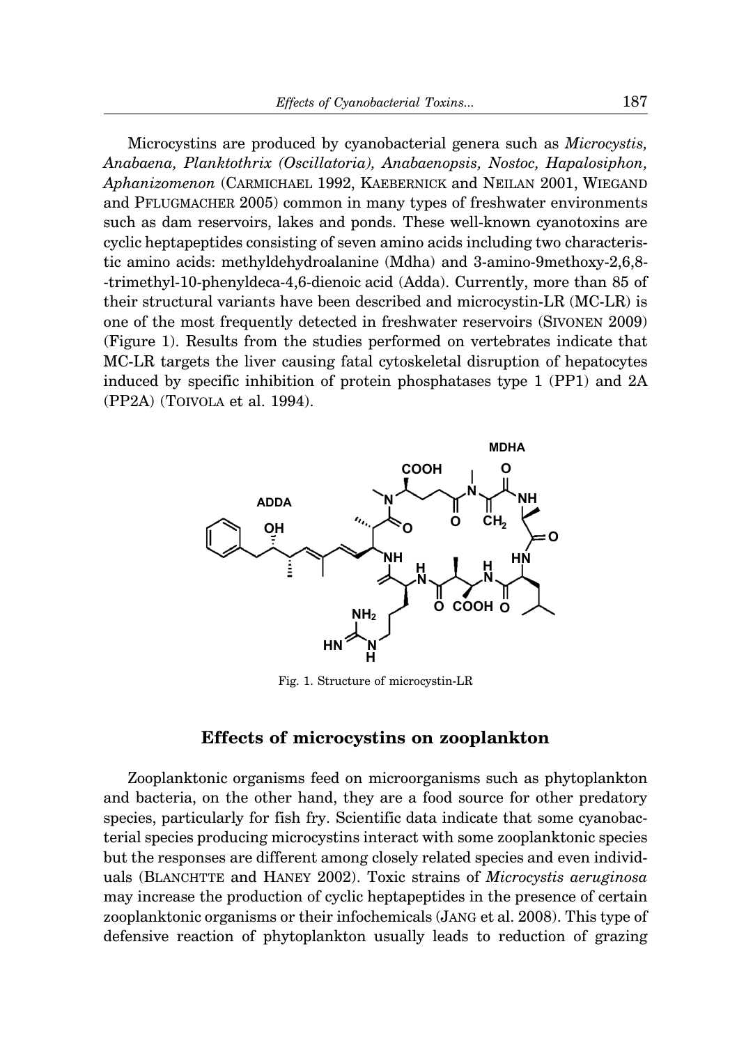Microcystins are produced by cyanobacterial genera such as *Microcystis, Anabaena, Planktothrix (Oscillatoria), Anabaenopsis, Nostoc, Hapalosiphon, Aphanizomenon* (CARMICHAEL 1992, KAEBERNICK and NEILAN 2001, WIEGAND and PFLUGMACHER 2005) common in many types of freshwater environments such as dam reservoirs, lakes and ponds. These well-known cyanotoxins are cyclic heptapeptides consisting of seven amino acids including two characteristic amino acids: methyldehydroalanine (Mdha) and 3-amino-9methoxy-2,6,8--trimethyl-10-phenyldeca-4,6-dienoic acid (Adda). Currently, more than 85 of their structural variants have been described and microcystin-LR (MC-LR) is one of the most frequently detected in freshwater reservoirs (SIVONEN 2009) (Figure 1). Results from the studies performed on vertebrates indicate that MC-LR targets the liver causing fatal cytoskeletal disruption of hepatocytes induced by specific inhibition of protein phosphatases type 1 (PP1) and 2A (PP2A) (TOIVOLA et al. 1994).

Fig. 1. Structure of microcystin-LR

## Effects of microcystins on zooplankton

Zooplanktonic organisms feed on microorganisms such as phytoplankton and bacteria, on the other hand, they are a food source for other predatory species, particularly for fish fry. Scientific data indicate that some cyanobacterial species producing microcystins interact with some zooplanktonic species but the responses are different among closely related species and even individuals (BLANCHTTE and HANEY 2002). Toxic strains of *Microcystis aeruginosa* may increase the production of cyclic heptapeptides in the presence of certain zooplanktonic organisms or their infochemicals (JANG et al. 2008). This type of defensive reaction of phytoplankton usually leads to reduction of grazing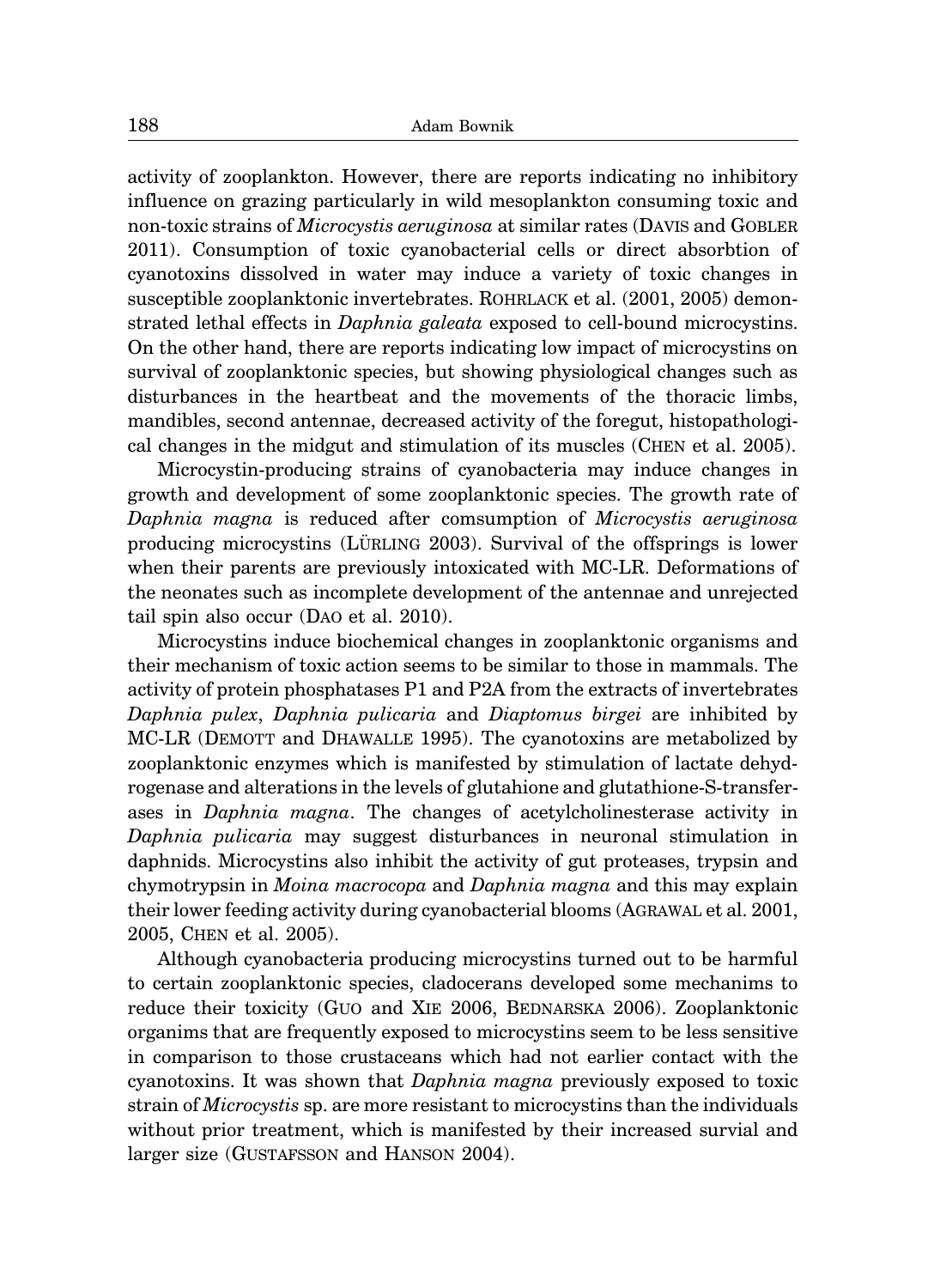activity of zooplankton. However, there are reports indicating no inhibitory influence on grazing particularly in wild mesoplankton consuming toxic and non-toxic strains of *Microcystis aeruginosa* at similar rates (DAVIS and GOBLER 2011). Consumption of toxic cyanobacterial cells or direct absorbtion of cyanotoxins dissolved in water may induce a variety of toxic changes in susceptible zooplanktonic invertebrates. ROHRLACK et al. (2001, 2005) demonstrated lethal effects in *Daphnia galeata* exposed to cell-bound microcystins. On the other hand, there are reports indicating low impact of microcystins on survival of zooplanktonic species, but showing physiological changes such as disturbances in the heartbeat and the movements of the thoracic limbs, mandibles, second antennae, decreased activity of the foregut, histopathological changes in the midgut and stimulation of its muscles (CHEN et al. 2005).

Microcystin-producing strains of cyanobacteria may induce changes in growth and development of some zooplanktonic species. The growth rate of *Daphnia magna* is reduced after comsumption of *Microcystis aeruginosa* producing microcystins (LÜRLING 2003). Survival of the offsprings is lower when their parents are previously intoxicated with MC-LR. Deformations of the neonates such as incomplete development of the antennae and unrejected tail spin also occur (DAO et al. 2010).

Microcystins induce biochemical changes in zooplanktonic organisms and their mechanism of toxic action seems to be similar to those in mammals. The activity of protein phosphatases P1 and P2A from the extracts of invertebrates *Daphnia pulex*, *Daphnia pulicaria* and *Diaptomus birgei* are inhibited by MC-LR (DEMOTT and DHAWALLE 1995). The cyanotoxins are metabolized by zooplanktonic enzymes which is manifested by stimulation of lactate dehydrogenase and alterations in the levels of glutahione and glutathione-S-transferases in *Daphnia magna*. The changes of acetylcholinesterase activity in *Daphnia pulicaria* may suggest disturbances in neuronal stimulation in daphnids. Microcystins also inhibit the activity of gut proteases, trypsin and chymotrypsin in *Moina macrocopa* and *Daphnia magna* and this may explain their lower feeding activity during cyanobacterial blooms (AGRAWAL et al. 2001, 2005, CHEN et al. 2005).

Although cyanobacteria producing microcystins turned out to be harmful to certain zooplanktonic species, cladocerans developed some mechanims to reduce their toxicity (GUO and XIE 2006, BEDNARSKA 2006). Zooplanktonic organims that are frequently exposed to microcystins seem to be less sensitive in comparison to those crustaceans which had not earlier contact with the cyanotoxins. It was shown that *Daphnia magna* previously exposed to toxic strain of *Microcystis* sp. are more resistant to microcystins than the individuals without prior treatment, which is manifested by their increased survial and larger size (GUSTAFSSON and HANSON 2004).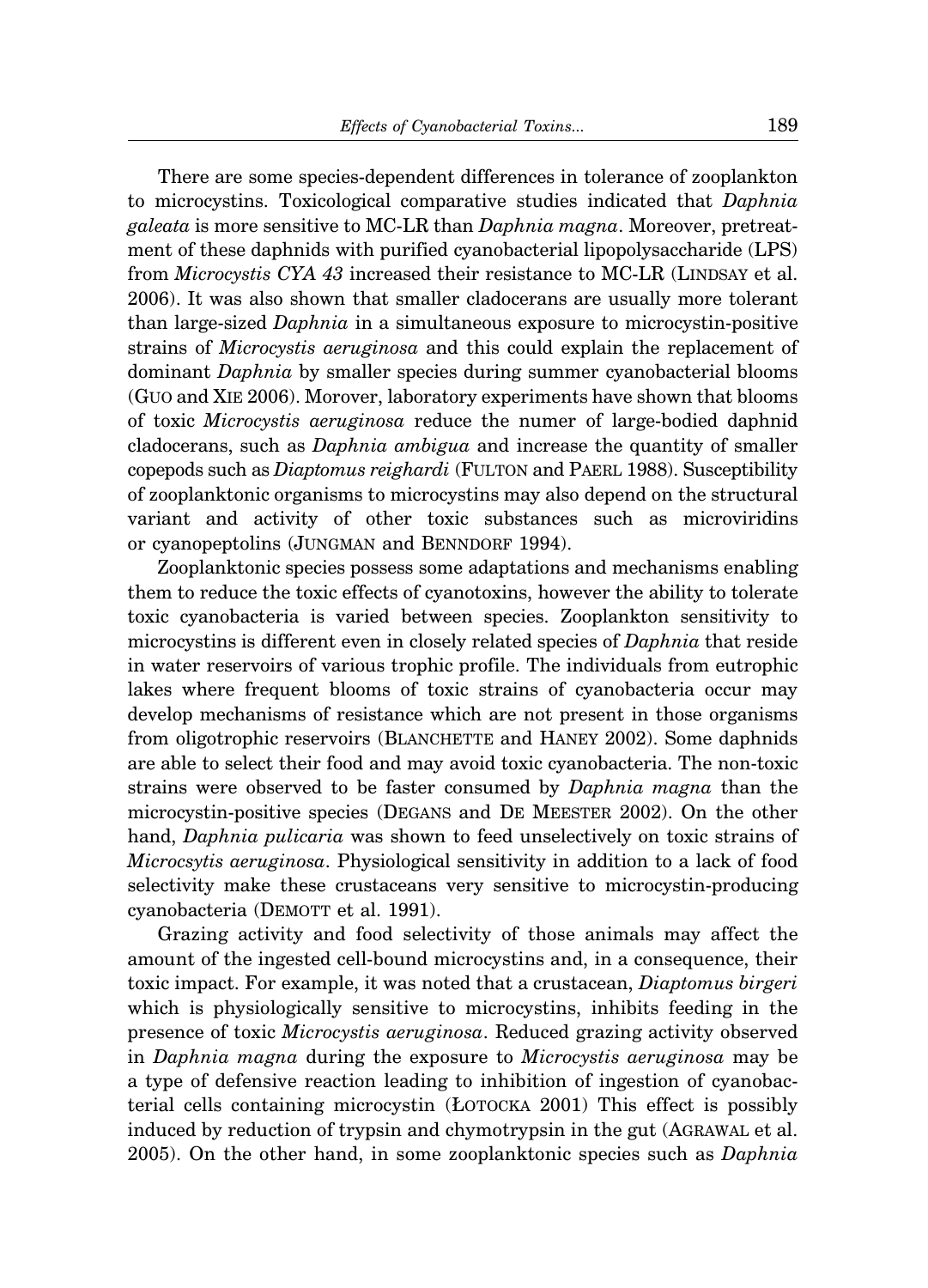There are some species-dependent differences in tolerance of zooplankton to microcystins. Toxicological comparative studies indicated that *Daphnia galeata* is more sensitive to MC-LR than *Daphnia magna*. Moreover, pretreatment of these daphnids with purified cyanobacterial lipopolysaccharide (LPS) from *Microcystis CYA 43* increased their resistance to MC-LR (LINDSAY et al. 2006). It was also shown that smaller cladocerans are usually more tolerant than large-sized *Daphnia* in a simultaneous exposure to microcystin-positive strains of *Microcystis aeruginosa* and this could explain the replacement of dominant *Daphnia* by smaller species during summer cyanobacterial blooms (GUO and XIE 2006). Morover, laboratory experiments have shown that blooms of toxic *Microcystis aeruginosa* reduce the numer of large-bodied daphnid cladocerans, such as *Daphnia ambigua* and increase the quantity of smaller copepods such as *Diaptomus reighardi* (FULTON and PAERL 1988). Susceptibility of zooplanktonic organisms to microcystins may also depend on the structural variant and activity of other toxic substances such as microviridins or cyanopeptolins (JUNGMAN and BENNDORF 1994).

Zooplanktonic species possess some adaptations and mechanisms enabling them to reduce the toxic effects of cyanotoxins, however the ability to tolerate toxic cyanobacteria is varied between species. Zooplankton sensitivity to microcystins is different even in closely related species of *Daphnia* that reside in water reservoirs of various trophic profile. The individuals from eutrophic lakes where frequent blooms of toxic strains of cyanobacteria occur may develop mechanisms of resistance which are not present in those organisms from oligotrophic reservoirs (BLANCHETTE and HANEY 2002). Some daphnids are able to select their food and may avoid toxic cyanobacteria. The non-toxic strains were observed to be faster consumed by *Daphnia magna* than the microcystin-positive species (DEGANS and DE MEESTER 2002). On the other hand, *Daphnia pulicaria* was shown to feed unselectively on toxic strains of *Microcsytis aeruginosa*. Physiological sensitivity in addition to a lack of food selectivity make these crustaceans very sensitive to microcystin-producing cyanobacteria (DEMOTT et al. 1991).

Grazing activity and food selectivity of those animals may affect the amount of the ingested cell-bound microcystins and, in a consequence, their toxic impact. For example, it was noted that a crustacean, *Diaptomus birgeri* which is physiologically sensitive to microcystins, inhibits feeding in the presence of toxic *Microcystis aeruginosa*. Reduced grazing activity observed in *Daphnia magna* during the exposure to *Microcystis aeruginosa* may be a type of defensive reaction leading to inhibition of ingestion of cyanobacterial cells containing microcystin (ŁOTOCKA 2001) This effect is possibly induced by reduction of trypsin and chymotrypsin in the gut (AGRAWAL et al. 2005). On the other hand, in some zooplanktonic species such as *Daphnia*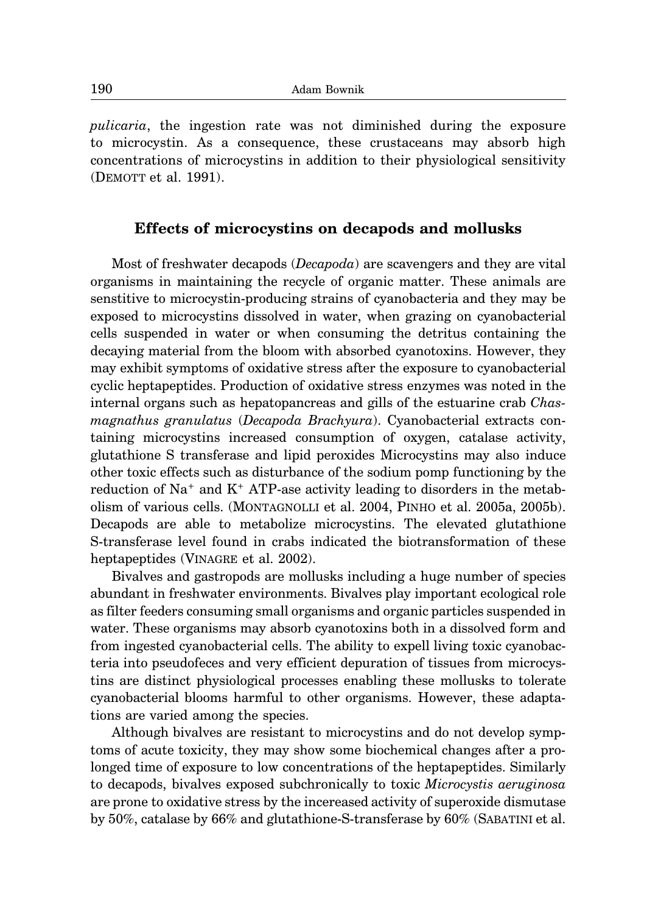*pulicaria*, the ingestion rate was not diminished during the exposure to microcystin. As a consequence, these crustaceans may absorb high concentrations of microcystins in addition to their physiological sensitivity (DEMOTT et al. 1991).

## Effects of microcystins on decapods and mollusks

Most of freshwater decapods (*Decapoda*) are scavengers and they are vital organisms in maintaining the recycle of organic matter. These animals are senstitive to microcystin-producing strains of cyanobacteria and they may be exposed to microcystins dissolved in water, when grazing on cyanobacterial cells suspended in water or when consuming the detritus containing the decaying material from the bloom with absorbed cyanotoxins. However, they may exhibit symptoms of oxidative stress after the exposure to cyanobacterial cyclic heptapeptides. Production of oxidative stress enzymes was noted in the internal organs such as hepatopancreas and gills of the estuarine crab *Chasmagnathus granulatus* (*Decapoda Brachyura*). Cyanobacterial extracts containing microcystins increased consumption of oxygen, catalase activity, glutathione S transferase and lipid peroxides Microcystins may also induce other toxic effects such as disturbance of the sodium pomp functioning by the reduction of $Na^+$ and $K^+$ ATP-ase activity leading to disorders in the metabolism of various cells. (MONTAGNOLLI et al. 2004, PINHO et al. 2005a, 2005b). Decapods are able to metabolize microcystins. The elevated glutathione S-transferase level found in crabs indicated the biotransformation of these heptapeptides (VINAGRE et al. 2002).

Bivalves and gastropods are mollusks including a huge number of species abundant in freshwater environments. Bivalves play important ecological role as filter feeders consuming small organisms and organic particles suspended in water. These organisms may absorb cyanotoxins both in a dissolved form and from ingested cyanobacterial cells. The ability to expell living toxic cyanobacteria into pseudofeces and very efficient depuration of tissues from microcystins are distinct physiological processes enabling these mollusks to tolerate cyanobacterial blooms harmful to other organisms. However, these adaptations are varied among the species.

Although bivalves are resistant to microcystins and do not develop symptoms of acute toxicity, they may show some biochemical changes after a prolonged time of exposure to low concentrations of the heptapeptides. Similarly to decapods, bivalves exposed subchronically to toxic *Microcystis aeruginosa* are prone to oxidative stress by the inceresed activity of superoxide dismutase by 50%, catalase by 66% and glutathione-S-transferase by 60% (SABATINI et al.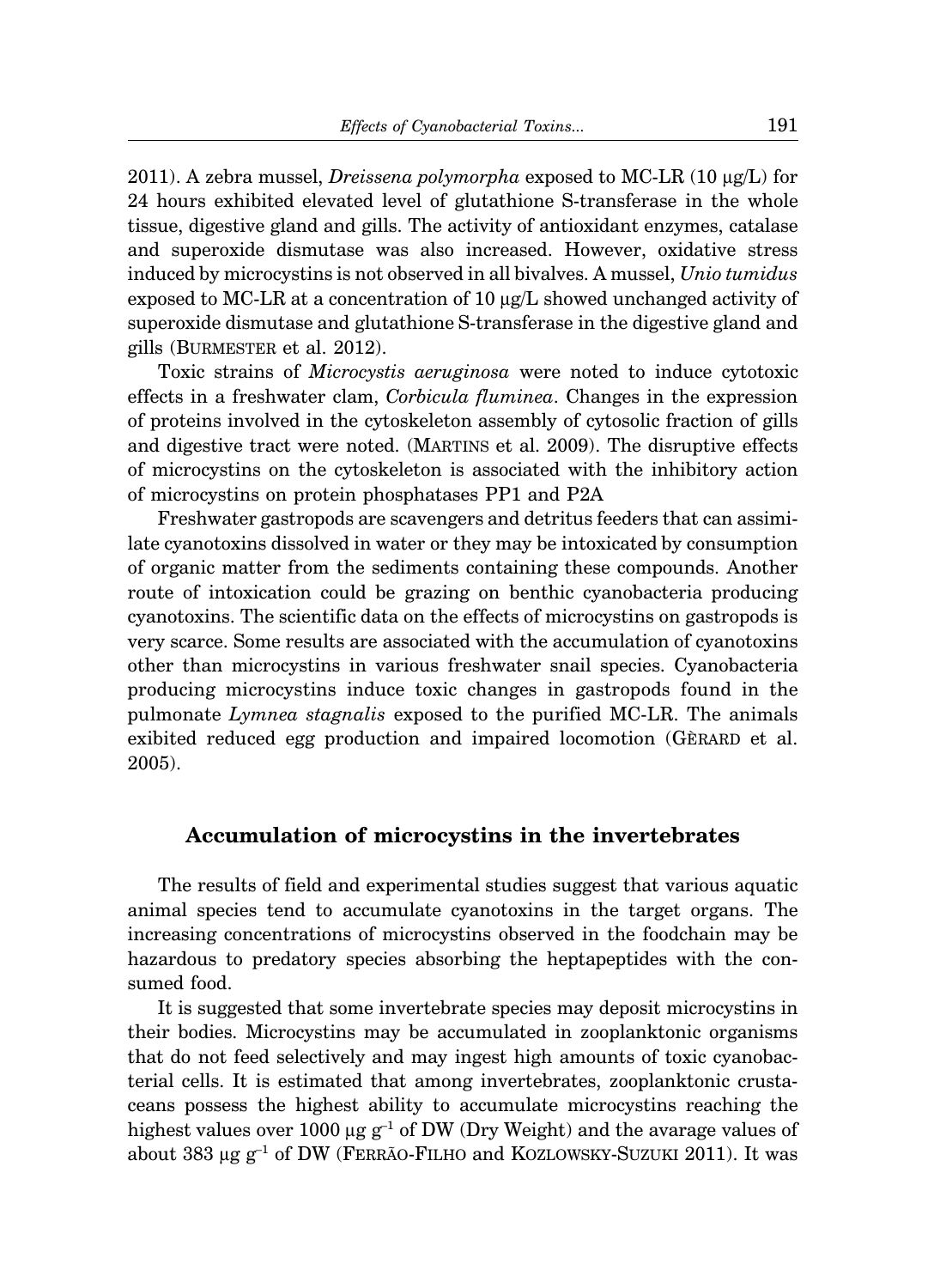2011). A zebra mussel, *Dreissena polymorpha* exposed to MC-LR (10 μg/L) for 24 hours exhibited elevated level of glutathione S-transferase in the whole tissue, digestive gland and gills. The activity of antioxidant enzymes, catalase and superoxide dismutase was also increased. However, oxidative stress induced by microcystins is not observed in all bivalves. A mussel, *Unio tumidus* exposed to MC-LR at a concentration of 10 μg/L showed unchanged activity of superoxide dismutase and glutathione S-transferase in the digestive gland and gills (BURMESTER et al. 2012).

Toxic strains of *Microcystis aeruginosa* were noted to induce cytotoxic effects in a freshwater clam, *Corbicula fluminea*. Changes in the expression of proteins involved in the cytoskeleton assembly of cytosolic fraction of gills and digestive tract were noted. (MARTINS et al. 2009). The disruptive effects of microcystins on the cytoskeleton is associated with the inhibitory action of microcystins on protein phosphatases PP1 and P2A

Freshwater gastropods are scavengers and detritus feeders that can assimilate cyanotoxins dissolved in water or they may be intoxicated by consumption of organic matter from the sediments containing these compounds. Another route of intoxication could be grazing on benthic cyanobacteria producing cyanotoxins. The scientific data on the effects of microcystins on gastropods is very scarce. Some results are associated with the accumulation of cyanotoxins other than microcystins in various freshwater snail species. Cyanobacteria producing microcystins induce toxic changes in gastropods found in the pulmonate *Lymnea stagnalis* exposed to the purified MC-LR. The animals exibited reduced egg production and impaired locomotion (GÈRARD et al. 2005).

## Accumulation of microcystins in the invertebrates

The results of field and experimental studies suggest that various aquatic animal species tend to accumulate cyanotoxins in the target organs. The increasing concentrations of microcystins observed in the foodchain may be hazardous to predatory species absorbing the heptapeptides with the consumed food.

It is suggested that some invertebrate species may deposit microcystins in their bodies. Microcystins may be accumulated in zooplanktonic organisms that do not feed selectively and may ingest high amounts of toxic cyanobacterial cells. It is estimated that among invertebrates, zooplanktonic crustaceans possess the highest ability to accumulate microcystins reaching the highest values over 1000 μg $g^{-1}$ of DW (Dry Weight) and the avarage values of about 383 μg $g^{-1}$ of DW (FERRÃO-FILHO and KOZLOWSKY-SUZUKI 2011). It was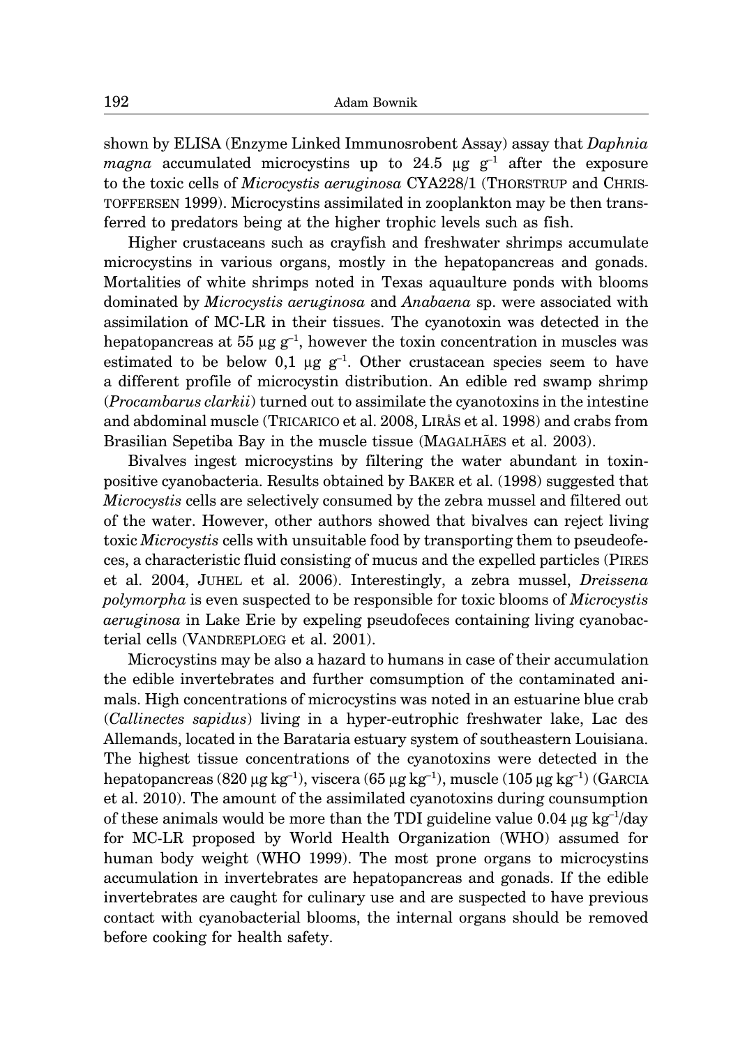shown by ELISA (Enzyme Linked Immunosrobent Assay) assay that *Daphnia magna* accumulated microcystins up to 24.5 μg $g^{-1}$ after the exposure to the toxic cells of *Microcystis aeruginosa* CYA228/1 (THORSTRUP and CHRISTOFFERSEN 1999). Microcystins assimilated in zooplankton may be then transferred to predators being at the higher trophic levels such as fish.

Higher crustaceans such as crayfish and freshwater shrimps accumulate microcystins in various organs, mostly in the hepatopancreas and gonads. Mortalities of white shrimps noted in Texas aquaulture ponds with blooms dominated by *Microcystis aeruginosa* and *Anabaena* sp. were associated with assimilation of MC-LR in their tissues. The cyanotoxin was detected in the hepatopancreas at 55 μg $g^{-1}$, however the toxin concentration in muscles was estimated to be below 0,1 μg $g^{-1}$. Other crustacean species seem to have a different profile of microcystin distribution. An edible red swamp shrimp (*Procambarus clarkii*) turned out to assimilate the cyanotoxins in the intestine and abdominal muscle (TRICARICO et al. 2008, LIRÅS et al. 1998) and crabs from Brasilian Sepetiba Bay in the muscle tissue (MAGALHÃES et al. 2003).

Bivalves ingest microcystins by filtering the water abundant in toxin-positive cyanobacteria. Results obtained by BAKER et al. (1998) suggested that *Microcystis* cells are selectively consumed by the zebra mussel and filtered out of the water. However, other authors showed that bivalves can reject living toxic *Microcystis* cells with unsuitable food by transporting them to pseudeofeces, a characteristic fluid consisting of mucus and the expelled particles (PIRES et al. 2004, JUHEL et al. 2006). Interestingly, a zebra mussel, *Dreissena polymorpha* is even suspected to be responsible for toxic blooms of *Microcystis aeruginosa* in Lake Erie by expeling pseudofeces containing living cyanobacterial cells (VANDREPLOEG et al. 2001).

Microcystins may be also a hazard to humans in case of their accumulation the edible invertebrates and further comsumption of the contaminated animals. High concentrations of microcystins was noted in an estuarine blue crab (*Callinectes sapidus*) living in a hyper-eutrophic freshwater lake, Lac des Allemands, located in the Barataria estuary system of southeastern Louisiana. The highest tissue concentrations of the cyanotoxins were detected in the hepatopancreas (820 μg $kg^{-1}$), viscera (65 μg $kg^{-1}$), muscle (105 μg $kg^{-1}$) (GARCIA et al. 2010). The amount of the assimilated cyanotoxins during counsumption of these animals would be more than the TDI guideline value 0.04 μg $kg^{-1}$/day for MC-LR proposed by World Health Organization (WHO) assumed for human body weight (WHO 1999). The most prone organs to microcystins accumulation in invertebrates are hepatopancreas and gonads. If the edible invertebrates are caught for culinary use and are suspected to have previous contact with cyanobacterial blooms, the internal organs should be removed before cooking for health safety.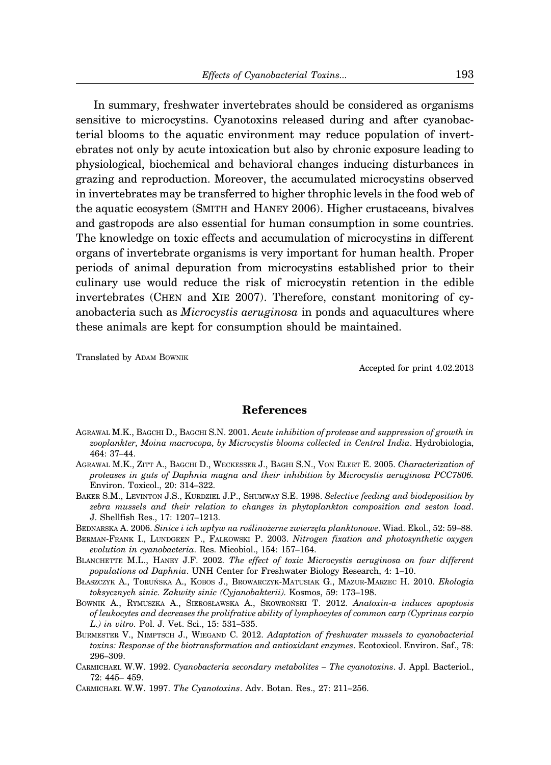In summary, freshwater invertebrates should be considered as organisms sensitive to microcystins. Cyanotoxins released during and after cyanobacterial blooms to the aquatic environment may reduce population of invertebrates not only by acute intoxication but also by chronic exposure leading to physiological, biochemical and behavioral changes inducing disturbances in grazing and reproduction. Moreover, the accumulated microcystins observed in invertebrates may be transferred to higher throphic levels in the food web of the aquatic ecosystem (SMITH and HANEY 2006). Higher crustaceans, bivalves and gastropods are also essential for human consumption in some countries. The knowledge on toxic effects and accumulation of microcystins in different organs of invertebrate organisms is very important for human health. Proper periods of animal depuration from microcystins established prior to their culinary use would reduce the risk of microcystin retention in the edible invertebrates (CHEN and XIE 2007). Therefore, constant monitoring of cyanobacteria such as *Microcystis aeruginosa* in ponds and aquacultures where these animals are kept for consumption should be maintained.

Translated by ADAM BOWNIK

Accepted for print 4.02.2013

## References

AGRAWAL M.K., BAGCHI D., BAGCHI S.N. 2001. *Acute inhibition of protease and suppression of growth in zooplankter, Moina macrocopa, by Microcystis blooms collected in Central India*. Hydrobiologia, 464: 37–44.

AGRAWAL M.K., ZITT A., BAGCHI D., WECKESSER J., BAGHI S.N., VON ELERT E. 2005. *Characterization of proteases in guts of Daphnia magna and their inhibition by Microcystis aeruginosa PCC7806.* Environ. Toxicol., 20: 314–322.

BAKER S.M., LEVINTON J.S., KURDZIEL J.P., SHUMWAY S.E. 1998. *Selective feeding and biodeposition by zebra mussels and their relation to changes in phytoplankton composition and seston load*. J. Shellfish Res., 17: 1207–1213.

BEDNARSKA A. 2006. *Sinice i ich wpływ na roślinożerne zwierzęta planktonowe*. Wiad. Ekol., 52: 59–88.

BERMAN-FRANK I., LUNDGREN P., FALKOWSKI P. 2003. *Nitrogen fixation and photosynthetic oxygen evolution in cyanobacteria*. Res. Micobiol., 154: 157–164.

BLANCHETTE M.L., HANEY J.F. 2002. *The effect of toxic Microcystis aeruginosa on four different populations od Daphnia*. UNH Center for Freshwater Biology Research, 4: 1–10.

BŁASZCZYK A., TORUŃSKA A., KOBOS J., BROWARCZYK-MATUSIAK G., MAZUR-MARZEC H. 2010. *Ekologia toksycznych sinic. Zakwity sinic (Cyjanobakterii).* Kosmos, 59: 173–198.

BOWNIK A., RYMUSZKA A., SIEROSŁAWSKA A., SKOWROŃSKI T. 2012. *Anatoxin-a induces apoptosis of leukocytes and decreases the prolifrative ability of lymphocytes of common carp (Cyprinus carpio L.) in vitro.* Pol. J. Vet. Sci., 15: 531–535.

BURMESTER V., NIMPTSCH J., WIEGAND C. 2012. *Adaptation of freshwater mussels to cyanobacterial toxins: Response of the biotransformation and antioxidant enzymes*. Ecotoxicol. Environ. Saf., 78: 296–309.

CARMICHAEL W.W. 1992. *Cyanobacteria secondary metabolites – The cyanotoxins*. J. Appl. Bacteriol., 72: 445– 459.

CARMICHAEL W.W. 1997. *The Cyanotoxins*. Adv. Botan. Res., 27: 211–256.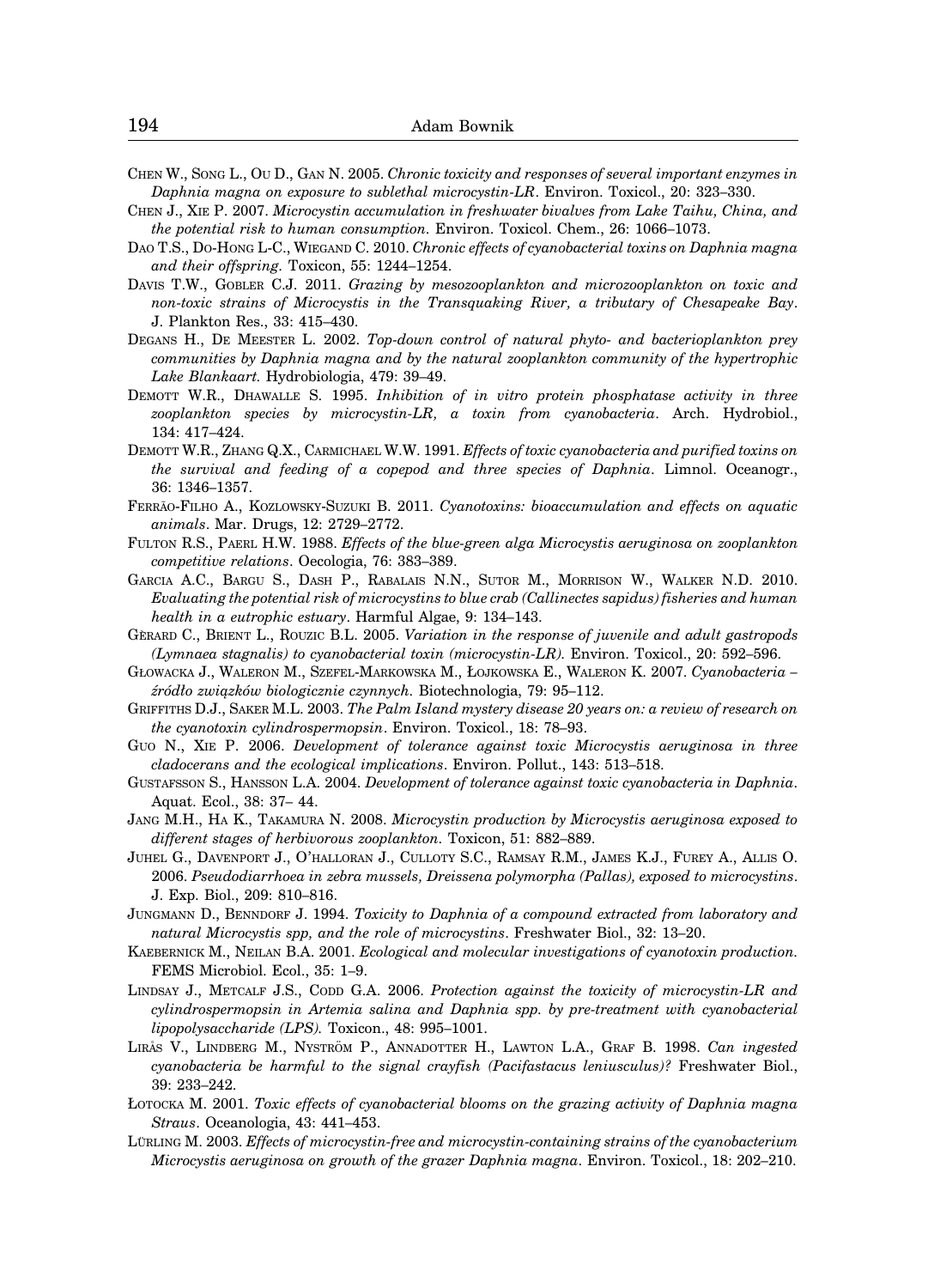CHEN W., SONG L., OU D., GAN N. 2005. *Chronic toxicity and responses of several important enzymes in Daphnia magna on exposure to sublethal microcystin-LR*. Environ. Toxicol., 20: 323–330.

CHEN J., XIE P. 2007. *Microcystin accumulation in freshwater bivalves from Lake Taihu, China, and the potential risk to human consumption.* Environ. Toxicol. Chem., 26: 1066–1073.

DAO T.S., DO-HONG L-C., WIEGAND C. 2010. *Chronic effects of cyanobacterial toxins on Daphnia magna and their offspring.* Toxicon, 55: 1244–1254.

DAVIS T.W., GOBLER C.J. 2011. *Grazing by mesozooplankton and microzooplankton on toxic and non-toxic strains of Microcystis in the Transquaking River, a tributary of Chesapeake Bay*. J. Plankton Res., 33: 415–430.

DEGANS H., DE MEESTER L. 2002. *Top-down control of natural phyto- and bacterioplankton prey communities by Daphnia magna and by the natural zooplankton community of the hypertrophic Lake Blankaart.* Hydrobiologia, 479: 39–49.

DEMOTT W.R., DHAWALLE S. 1995. *Inhibition of in vitro protein phosphatase activity in three zooplankton species by microcystin-LR, a toxin from cyanobacteria*. Arch. Hydrobiol., 134: 417–424.

DEMOTT W.R., ZHANG Q.X., CARMICHAEL W.W. 1991. *Effects of toxic cyanobacteria and purified toxins on the survival and feeding of a copepod and three species of Daphnia*. Limnol. Oceanogr., 36: 1346–1357.

FERRÃO-FILHO A., KOZLOWSKY-SUZUKI B. 2011. *Cyanotoxins: bioaccumulation and effects on aquatic animals*. Mar. Drugs, 12: 2729–2772.

FULTON R.S., PAERL H.W. 1988. *Effects of the blue-green alga Microcystis aeruginosa on zooplankton competitive relations*. Oecologia, 76: 383–389.

GARCIA A.C., BARGU S., DASH P., RABALAIS N.N., SUTOR M., MORRISON W., WALKER N.D. 2010. *Evaluating the potential risk of microcystins to blue crab (Callinectes sapidus) fisheries and human health in a eutrophic estuary*. Harmful Algae, 9: 134–143.

GÉRARD C., BRIENT L., ROUZIC B.L. 2005. *Variation in the response of juvenile and adult gastropods (Lymnaea stagnalis) to cyanobacterial toxin (microcystin-LR).* Environ. Toxicol., 20: 592–596.

GŁOWACKA J., WALERON M., SZEFEL-MARKOWSKA M., ŁOJKOWSKA E., WALERON K. 2007. *Cyanobacteria – źródło związków biologicznie czynnych.* Biotechnologia, 79: 95–112.

GRIFFITHS D.J., SAKER M.L. 2003. *The Palm Island mystery disease 20 years on: a review of research on the cyanotoxin cylindrospermopsin*. Environ. Toxicol., 18: 78–93.

GUO N., XIE P. 2006. *Development of tolerance against toxic Microcystis aeruginosa in three cladocerans and the ecological implications*. Environ. Pollut., 143: 513–518.

GUSTAFSSON S., HANSSON L.A. 2004. *Development of tolerance against toxic cyanobacteria in Daphnia*. Aquat. Ecol., 38: 37– 44.

JANG M.H., HA K., TAKAMURA N. 2008. *Microcystin production by Microcystis aeruginosa exposed to different stages of herbivorous zooplankton.* Toxicon, 51: 882–889.

JUHEL G., DAVENPORT J., O'HALLORAN J., CULLOTY S.C., RAMSAY R.M., JAMES K.J., FUREY A., ALLIS O. 2006. *Pseudodiarrhoea in zebra mussels, Dreissena polymorpha (Pallas), exposed to microcystins*. J. Exp. Biol., 209: 810–816.

JUNGMANN D., BENNDORF J. 1994. *Toxicity to Daphnia of a compound extracted from laboratory and natural Microcystis spp, and the role of microcystins*. Freshwater Biol., 32: 13–20.

KAEBERNICK M., NEILAN B.A. 2001. *Ecological and molecular investigations of cyanotoxin production.* FEMS Microbiol. Ecol., 35: 1–9.

LINDSAY J., METCALF J.S., CODD G.A. 2006. *Protection against the toxicity of microcystin-LR and cylindrospermopsin in Artemia salina and Daphnia spp. by pre-treatment with cyanobacterial lipopolysaccharide (LPS).* Toxicon., 48: 995–1001.

LIRÅS V., LINDBERG M., NYSTRÖM P., ANNADOTTER H., LAWTON L.A., GRAF B. 1998. *Can ingested cyanobacteria be harmful to the signal crayfish (Pacifastacus leniusculus)?* Freshwater Biol., 39: 233–242.

ŁOTOCKA M. 2001. *Toxic effects of cyanobacterial blooms on the grazing activity of Daphnia magna Straus*. Oceanologia, 43: 441–453.

LÜRLING M. 2003. *Effects of microcystin-free and microcystin-containing strains of the cyanobacterium Microcystis aeruginosa on growth of the grazer Daphnia magna*. Environ. Toxicol., 18: 202–210.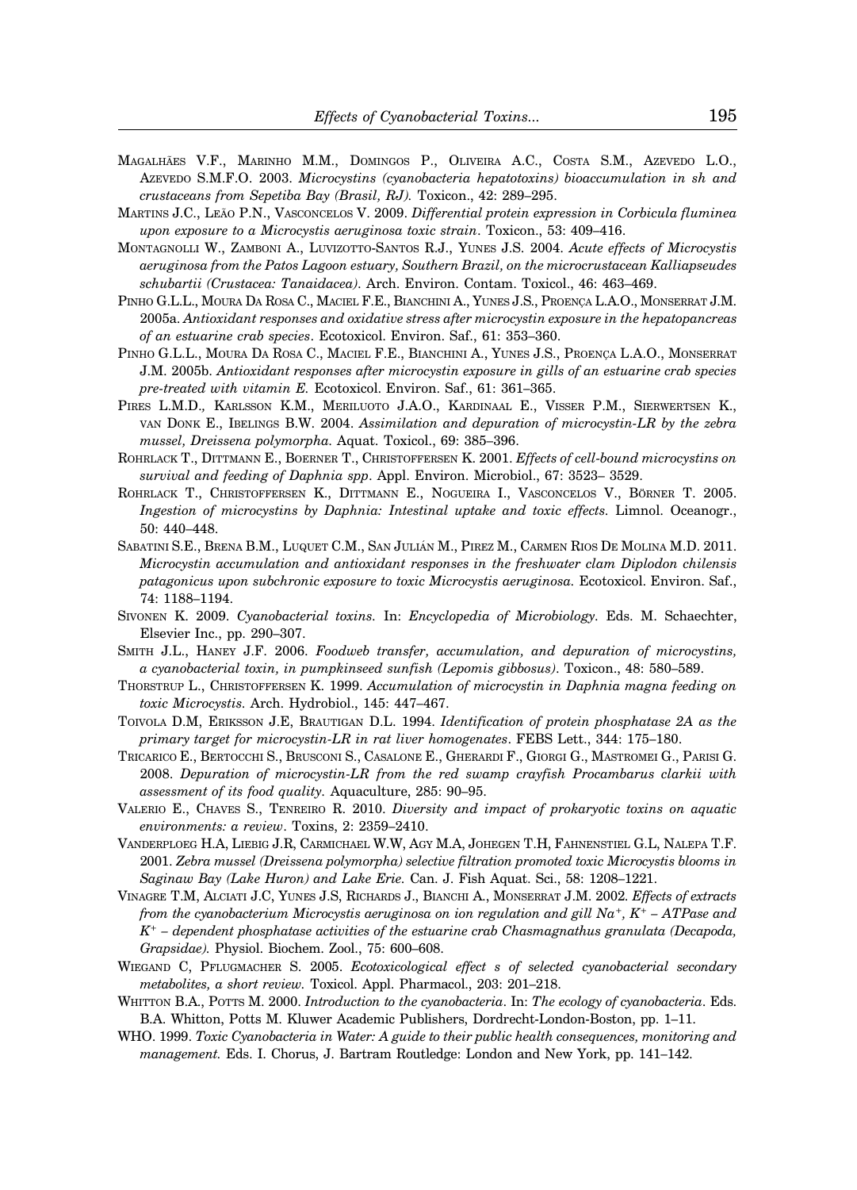Magalhães V.F., Marinho M.M., Domingos P., Oliveira A.C., Costa S.M., Azevedo L.O., Azevedo S.M.F.O. 2003. *Microcystins (cyanobacteria hepatotoxins) bioaccumulation in sh and crustaceans from Sepetiba Bay (Brasil, RJ).* Toxicon., 42: 289–295.

Martins J.C., Leão P.N., Vasconcelos V. 2009. *Differential protein expression in Corbicula fluminea upon exposure to a Microcystis aeruginosa toxic strain*. Toxicon., 53: 409–416.

Montagnolli W., Zamboni A., Luvizotto-Santos R.J., Yunes J.S. 2004. *Acute effects of Microcystis aeruginosa from the Patos Lagoon estuary, Southern Brazil, on the microcrustacean Kalliapseudes schubartii (Crustacea: Tanaidacea).* Arch. Environ. Contam. Toxicol., 46: 463–469.

Pinho G.L.L., Moura Da Rosa C., Maciel F.E., Bianchini A., Yunes J.S., Proença L.A.O., Monserrat J.M. 2005a. *Antioxidant responses and oxidative stress after microcystin exposure in the hepatopancreas of an estuarine crab species*. Ecotoxicol. Environ. Saf., 61: 353–360.

Pinho G.L.L., Moura Da Rosa C., Maciel F.E., Bianchini A., Yunes J.S., Proença L.A.O., Monserrat J.M. 2005b. *Antioxidant responses after microcystin exposure in gills of an estuarine crab species pre-treated with vitamin E.* Ecotoxicol. Environ. Saf., 61: 361–365.

Pires L.M.D., Karlsson K.M., Meriluoto J.A.O., Kardinaal E., Visser P.M., Sierwertsen K., van Donk E., Ibelings B.W. 2004. *Assimilation and depuration of microcystin-LR by the zebra mussel, Dreissena polymorpha.* Aquat. Toxicol., 69: 385–396.

Rohrlack T., Dittmann E., Boerner T., Christoffersen K. 2001. *Effects of cell-bound microcystins on survival and feeding of Daphnia spp*. Appl. Environ. Microbiol., 67: 3523– 3529.

Rohrlack T., Christoffersen K., Dittmann E., Nogueira I., Vasconcelos V., Börner T. 2005. *Ingestion of microcystins by Daphnia: Intestinal uptake and toxic effects.* Limnol. Oceanogr., 50: 440–448.

Sabatini S.E., Brena B.M., Luquet C.M., San Julián M., Pirez M., Carmen Rios De Molina M.D. 2011. *Microcystin accumulation and antioxidant responses in the freshwater clam Diplodon chilensis patagonicus upon subchronic exposure to toxic Microcystis aeruginosa.* Ecotoxicol. Environ. Saf., 74: 1188–1194.

Sivonen K. 2009. *Cyanobacterial toxins.* In: *Encyclopedia of Microbiology*. Eds. M. Schaechter, Elsevier Inc., pp. 290–307.

Smith J.L., Haney J.F. 2006. *Foodweb transfer, accumulation, and depuration of microcystins, a cyanobacterial toxin, in pumpkinseed sunfish (Lepomis gibbosus).* Toxicon., 48: 580–589.

Thorstrup L., Christoffersen K. 1999. *Accumulation of microcystin in Daphnia magna feeding on toxic Microcystis.* Arch. Hydrobiol., 145: 447–467.

Toivola D.M, Eriksson J.E, Brautigan D.L. 1994. *Identification of protein phosphatase 2A as the primary target for microcystin-LR in rat liver homogenates*. FEBS Lett., 344: 175–180.

Tricarico E., Bertocchi S., Brusconi S., Casalone E., Gherardi F., Giorgi G., Mastromei G., Parisi G. 2008. *Depuration of microcystin-LR from the red swamp crayfish Procambarus clarkii with assessment of its food quality.* Aquaculture, 285: 90–95.

Valerio E., Chaves S., Tenreiro R. 2010. *Diversity and impact of prokaryotic toxins on aquatic environments: a review*. Toxins, 2: 2359–2410.

Vanderploeg H.A, Liebig J.R, Carmichael W.W, Agy M.A, Johegen T.H, Fahnenstiel G.L, Nalepa T.F. 2001. *Zebra mussel (Dreissena polymorpha) selective filtration promoted toxic Microcystis blooms in Saginaw Bay (Lake Huron) and Lake Erie.* Can. J. Fish Aquat. Sci., 58: 1208–1221.

Vinagre T.M, Alciati J.C, Yunes J.S, Richards J., Bianchi A., Monserrat J.M. 2002. *Effects of extracts from the cyanobacterium Microcystis aeruginosa on ion regulation and gill $Na^+$, $K^+$ – ATPase and $K^+$ – dependent phosphatase activities of the estuarine crab Chasmagnathus granulata (Decapoda, Grapsidae).* Physiol. Biochem. Zool., 75: 600–608.

Wiegand C, Pflugmacher S. 2005. *Ecotoxicological effect s of selected cyanobacterial secondary metabolites, a short review.* Toxicol. Appl. Pharmacol., 203: 201–218.

Whitton B.A., Potts M. 2000. *Introduction to the cyanobacteria*. In: *The ecology of cyanobacteria*. Eds. B.A. Whitton, Potts M. Kluwer Academic Publishers, Dordrecht-London-Boston, pp. 1–11.

WHO. 1999. *Toxic Cyanobacteria in Water: A guide to their public health consequences, monitoring and management.* Eds. I. Chorus, J. Bartram Routledge: London and New York, pp. 141–142.